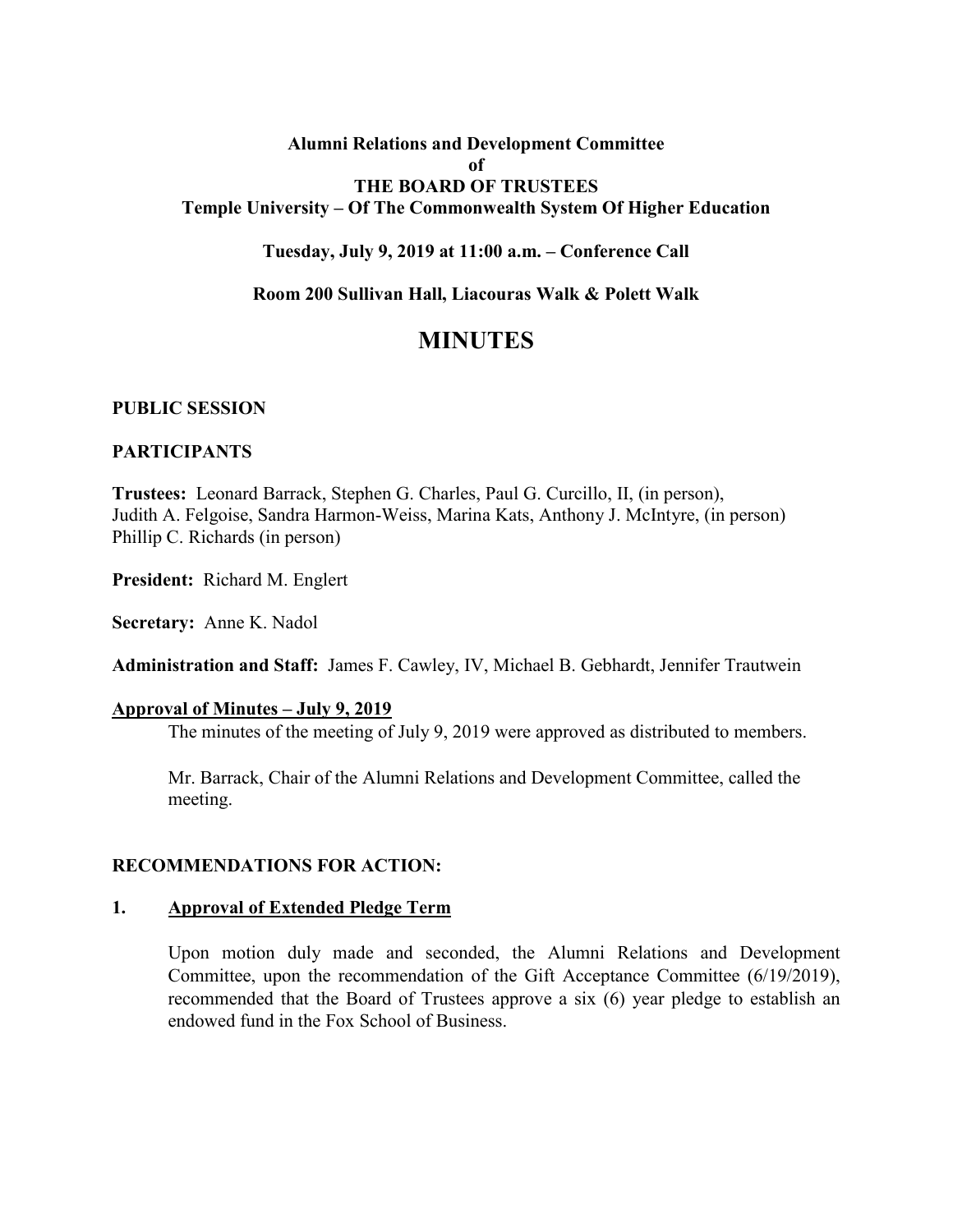**Alumni Relations and Development Committee**
**of**
**THE BOARD OF TRUSTEES**
**Temple University – Of The Commonwealth System Of Higher Education**

**Tuesday, July 9, 2019 at 11:00 a.m. – Conference Call**

**Room 200 Sullivan Hall, Liacouras Walk & Polett Walk**

# MINUTES

**PUBLIC SESSION**

**PARTICIPANTS**

**Trustees:** Leonard Barrack, Stephen G. Charles, Paul G. Curcillo, II, (in person), Judith A. Felgoise, Sandra Harmon-Weiss, Marina Kats, Anthony J. McIntyre, (in person) Phillip C. Richards (in person)

**President:** Richard M. Englert

**Secretary:** Anne K. Nadol

**Administration and Staff:** James F. Cawley, IV, Michael B. Gebhardt, Jennifer Trautwein

**Approval of Minutes – July 9, 2019**

The minutes of the meeting of July 9, 2019 were approved as distributed to members.

Mr. Barrack, Chair of the Alumni Relations and Development Committee, called the meeting.

**RECOMMENDATIONS FOR ACTION:**

**1. Approval of Extended Pledge Term**

Upon motion duly made and seconded, the Alumni Relations and Development Committee, upon the recommendation of the Gift Acceptance Committee (6/19/2019), recommended that the Board of Trustees approve a six (6) year pledge to establish an endowed fund in the Fox School of Business.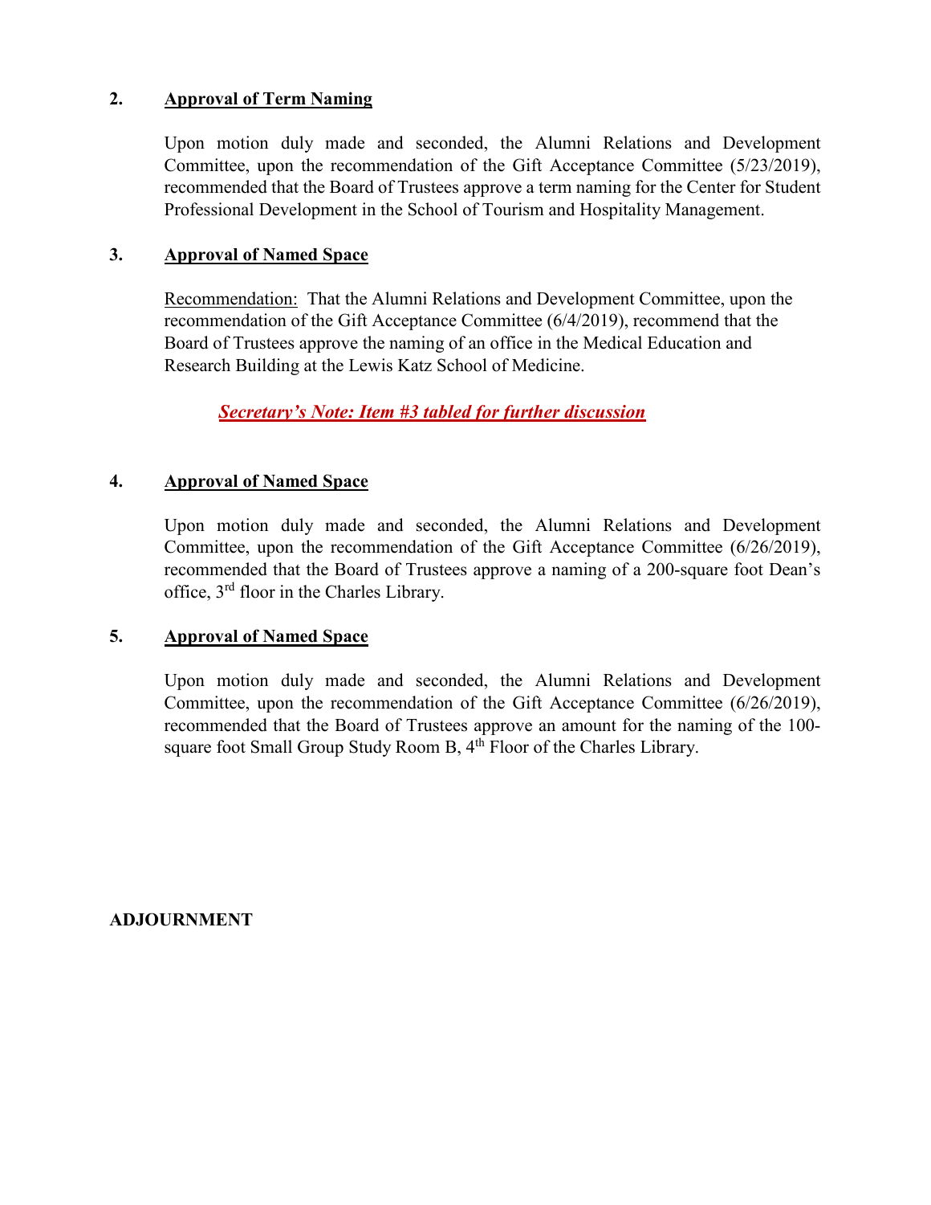**2. Approval of Term Naming**

Upon motion duly made and seconded, the Alumni Relations and Development Committee, upon the recommendation of the Gift Acceptance Committee (5/23/2019), recommended that the Board of Trustees approve a term naming for the Center for Student Professional Development in the School of Tourism and Hospitality Management.

**3. Approval of Named Space**

Recommendation: That the Alumni Relations and Development Committee, upon the recommendation of the Gift Acceptance Committee (6/4/2019), recommend that the Board of Trustees approve the naming of an office in the Medical Education and Research Building at the Lewis Katz School of Medicine.

***Secretary's Note: Item #3 tabled for further discussion***

**4. Approval of Named Space**

Upon motion duly made and seconded, the Alumni Relations and Development Committee, upon the recommendation of the Gift Acceptance Committee (6/26/2019), recommended that the Board of Trustees approve a naming of a 200-square foot Dean's office, 3rd floor in the Charles Library.

**5. Approval of Named Space**

Upon motion duly made and seconded, the Alumni Relations and Development Committee, upon the recommendation of the Gift Acceptance Committee (6/26/2019), recommended that the Board of Trustees approve an amount for the naming of the 100-square foot Small Group Study Room B, 4th Floor of the Charles Library.

**ADJOURNMENT**